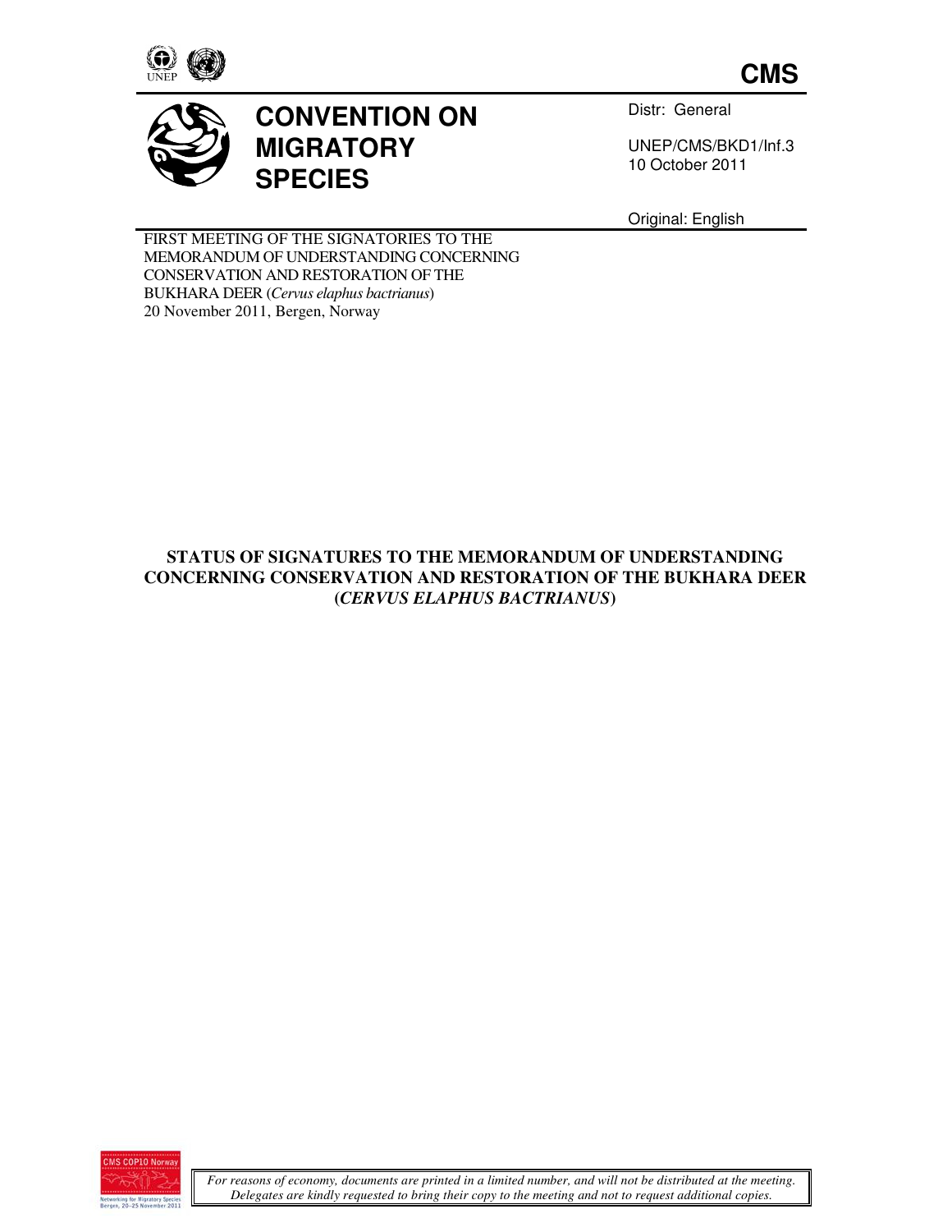CMS

# CONVENTION ON MIGRATORY SPECIES

Distr: General

UNEP/CMS/BKD1/Inf.3
10 October 2011

Original: English

FIRST MEETING OF THE SIGNATORIES TO THE MEMORANDUM OF UNDERSTANDING CONCERNING CONSERVATION AND RESTORATION OF THE BUKHARA DEER (*Cervus elaphus bactrianus*)
20 November 2011, Bergen, Norway

## STATUS OF SIGNATURES TO THE MEMORANDUM OF UNDERSTANDING CONCERNING CONSERVATION AND RESTORATION OF THE BUKHARA DEER (*CERVUS ELAPHUS BACTRIANUS*)

*For reasons of economy, documents are printed in a limited number, and will not be distributed at the meeting. Delegates are kindly requested to bring their copy to the meeting and not to request additional copies.*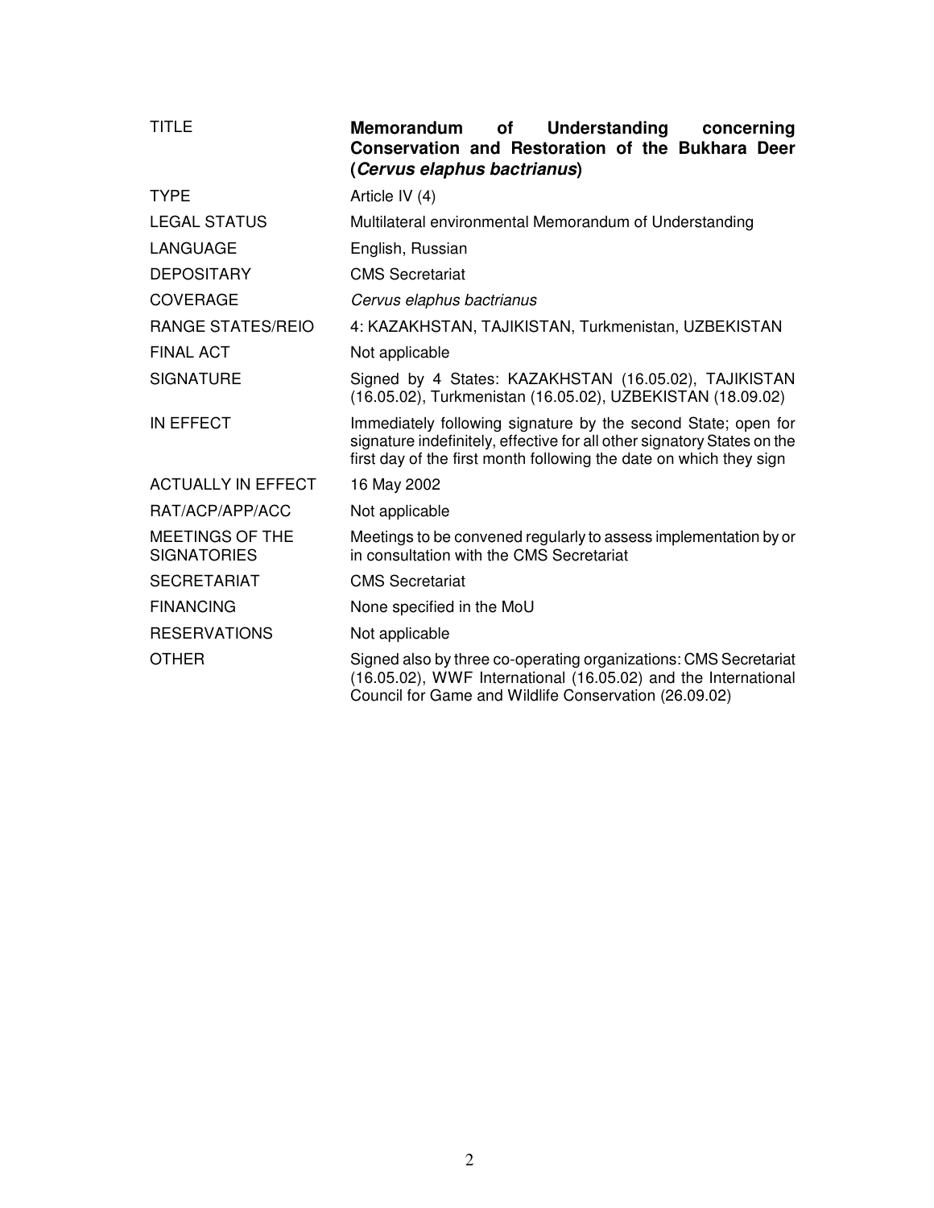| | |
|---|---|
| TITLE | **Memorandum of Understanding concerning Conservation and Restoration of the Bukhara Deer (*Cervus elaphus bactrianus*)** |
| TYPE | Article IV (4) |
| LEGAL STATUS | Multilateral environmental Memorandum of Understanding |
| LANGUAGE | English, Russian |
| DEPOSITARY | CMS Secretariat |
| COVERAGE | *Cervus elaphus bactrianus* |
| RANGE STATES/REIO | 4: KAZAKHSTAN, TAJIKISTAN, Turkmenistan, UZBEKISTAN |
| FINAL ACT | Not applicable |
| SIGNATURE | Signed by 4 States: KAZAKHSTAN (16.05.02), TAJIKISTAN (16.05.02), Turkmenistan (16.05.02), UZBEKISTAN (18.09.02) |
| IN EFFECT | Immediately following signature by the second State; open for signature indefinitely, effective for all other signatory States on the first day of the first month following the date on which they sign |
| ACTUALLY IN EFFECT | 16 May 2002 |
| RAT/ACP/APP/ACC | Not applicable |
| MEETINGS OF THE SIGNATORIES | Meetings to be convened regularly to assess implementation by or in consultation with the CMS Secretariat |
| SECRETARIAT | CMS Secretariat |
| FINANCING | None specified in the MoU |
| RESERVATIONS | Not applicable |
| OTHER | Signed also by three co-operating organizations: CMS Secretariat (16.05.02), WWF International (16.05.02) and the International Council for Game and Wildlife Conservation (26.09.02) |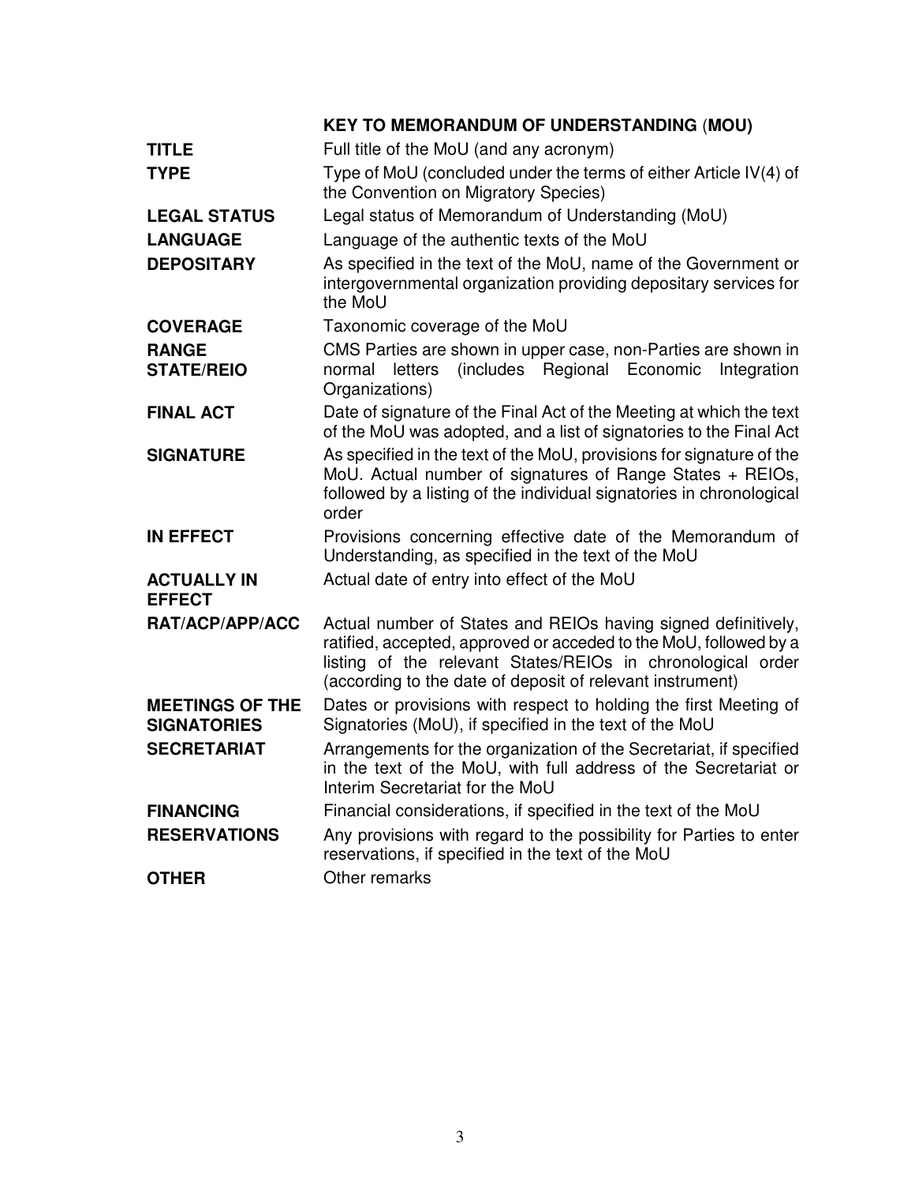## KEY TO MEMORANDUM OF UNDERSTANDING (MOU)

| | |
|---|---|
| **TITLE** | Full title of the MoU (and any acronym) |
| **TYPE** | Type of MoU (concluded under the terms of either Article IV(4) of the Convention on Migratory Species) |
| **LEGAL STATUS** | Legal status of Memorandum of Understanding (MoU) |
| **LANGUAGE** | Language of the authentic texts of the MoU |
| **DEPOSITARY** | As specified in the text of the MoU, name of the Government or intergovernmental organization providing depositary services for the MoU |
| **COVERAGE** | Taxonomic coverage of the MoU |
| **RANGE STATE/REIO** | CMS Parties are shown in upper case, non-Parties are shown in normal letters (includes Regional Economic Integration Organizations) |
| **FINAL ACT** | Date of signature of the Final Act of the Meeting at which the text of the MoU was adopted, and a list of signatories to the Final Act |
| **SIGNATURE** | As specified in the text of the MoU, provisions for signature of the MoU. Actual number of signatures of Range States + REIOs, followed by a listing of the individual signatories in chronological order |
| **IN EFFECT** | Provisions concerning effective date of the Memorandum of Understanding, as specified in the text of the MoU |
| **ACTUALLY IN EFFECT** | Actual date of entry into effect of the MoU |
| **RAT/ACP/APP/ACC** | Actual number of States and REIOs having signed definitively, ratified, accepted, approved or acceded to the MoU, followed by a listing of the relevant States/REIOs in chronological order (according to the date of deposit of relevant instrument) |
| **MEETINGS OF THE SIGNATORIES** | Dates or provisions with respect to holding the first Meeting of Signatories (MoU), if specified in the text of the MoU |
| **SECRETARIAT** | Arrangements for the organization of the Secretariat, if specified in the text of the MoU, with full address of the Secretariat or Interim Secretariat for the MoU |
| **FINANCING** | Financial considerations, if specified in the text of the MoU |
| **RESERVATIONS** | Any provisions with regard to the possibility for Parties to enter reservations, if specified in the text of the MoU |
| **OTHER** | Other remarks |